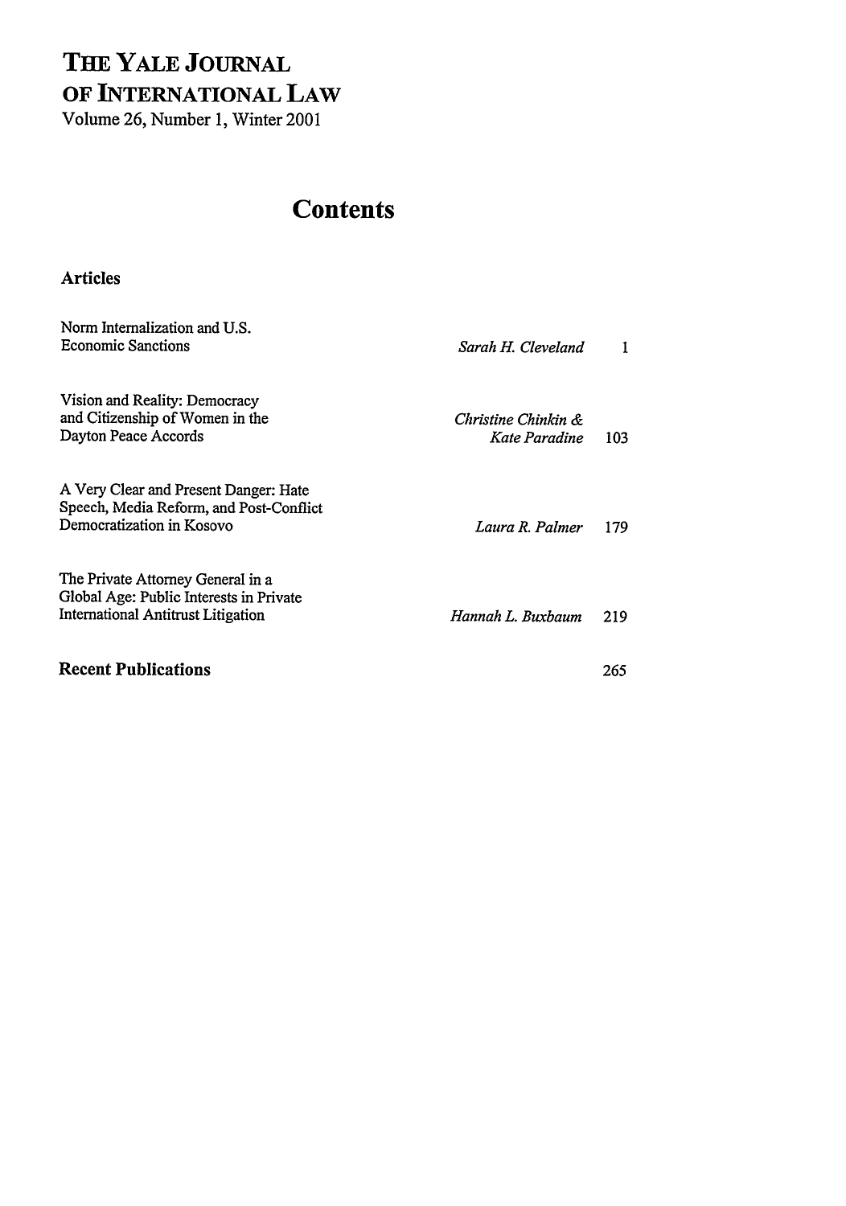# THE YALE JOURNAL OF INTERNATIONAL LAW

Volume 26, Number 1, Winter 2001

## Contents

### Articles

| | | |
|---|---|---|
| Norm Internalization and U.S. Economic Sanctions | *Sarah H. Cleveland* | 1 |
| Vision and Reality: Democracy and Citizenship of Women in the Dayton Peace Accords | *Christine Chinkin & Kate Paradine* | 103 |
| A Very Clear and Present Danger: Hate Speech, Media Reform, and Post-Conflict Democratization in Kosovo | *Laura R. Palmer* | 179 |
| The Private Attorney General in a Global Age: Public Interests in Private International Antitrust Litigation | *Hannah L. Buxbaum* | 219 |

### Recent Publications 265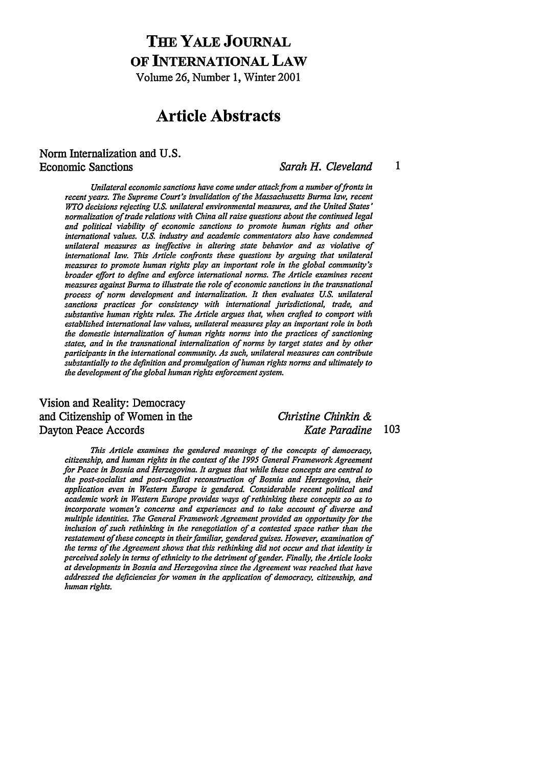# THE YALE JOURNAL OF INTERNATIONAL LAW

Volume 26, Number 1, Winter 2001

## Article Abstracts

### Norm Internalization and U.S. Economic Sanctions — *Sarah H. Cleveland* — 1

*Unilateral economic sanctions have come under attack from a number of fronts in recent years. The Supreme Court's invalidation of the Massachusetts Burma law, recent WTO decisions rejecting U.S. unilateral environmental measures, and the United States' normalization of trade relations with China all raise questions about the continued legal and political viability of economic sanctions to promote human rights and other international values. U.S. industry and academic commentators also have condemned unilateral measures as ineffective in altering state behavior and as violative of international law. This Article confronts these questions by arguing that unilateral measures to promote human rights play an important role in the global community's broader effort to define and enforce international norms. The Article examines recent measures against Burma to illustrate the role of economic sanctions in the transnational process of norm development and internalization. It then evaluates U.S. unilateral sanctions practices for consistency with international jurisdictional, trade, and substantive human rights rules. The Article argues that, when crafted to comport with established international law values, unilateral measures play an important role in both the domestic internalization of human rights norms into the practices of sanctioning states, and in the transnational internalization of norms by target states and by other participants in the international community. As such, unilateral measures can contribute substantially to the definition and promulgation of human rights norms and ultimately to the development of the global human rights enforcement system.*

### Vision and Reality: Democracy and Citizenship of Women in the Dayton Peace Accords — *Christine Chinkin & Kate Paradine* — 103

*This Article examines the gendered meanings of the concepts of democracy, citizenship, and human rights in the context of the 1995 General Framework Agreement for Peace in Bosnia and Herzegovina. It argues that while these concepts are central to the post-socialist and post-conflict reconstruction of Bosnia and Herzegovina, their application even in Western Europe is gendered. Considerable recent political and academic work in Western Europe provides ways of rethinking these concepts so as to incorporate women's concerns and experiences and to take account of diverse and multiple identities. The General Framework Agreement provided an opportunity for the inclusion of such rethinking in the renegotiation of a contested space rather than the restatement of these concepts in their familiar, gendered guises. However, examination of the terms of the Agreement shows that this rethinking did not occur and that identity is perceived solely in terms of ethnicity to the detriment of gender. Finally, the Article looks at developments in Bosnia and Herzegovina since the Agreement was reached that have addressed the deficiencies for women in the application of democracy, citizenship, and human rights.*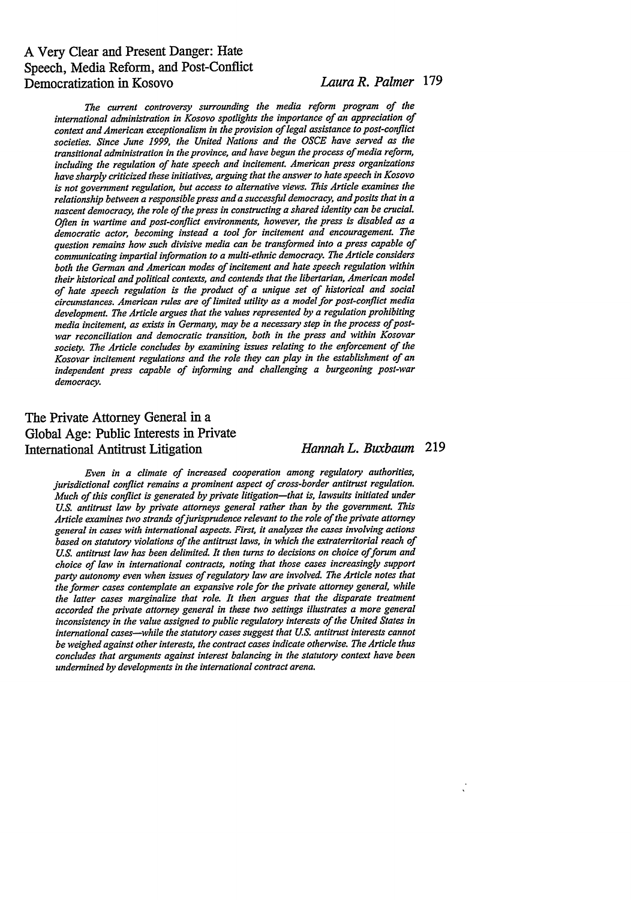## A Very Clear and Present Danger: Hate Speech, Media Reform, and Post-Conflict Democratization in Kosovo

*Laura R. Palmer* 179

*The current controversy surrounding the media reform program of the international administration in Kosovo spotlights the importance of an appreciation of context and American exceptionalism in the provision of legal assistance to post-conflict societies. Since June 1999, the United Nations and the OSCE have served as the transitional administration in the province, and have begun the process of media reform, including the regulation of hate speech and incitement. American press organizations have sharply criticized these initiatives, arguing that the answer to hate speech in Kosovo is not government regulation, but access to alternative views. This Article examines the relationship between a responsible press and a successful democracy, and posits that in a nascent democracy, the role of the press in constructing a shared identity can be crucial. Often in wartime and post-conflict environments, however, the press is disabled as a democratic actor, becoming instead a tool for incitement and encouragement. The question remains how such divisive media can be transformed into a press capable of communicating impartial information to a multi-ethnic democracy. The Article considers both the German and American modes of incitement and hate speech regulation within their historical and political contexts, and contends that the libertarian, American model of hate speech regulation is the product of a unique set of historical and social circumstances. American rules are of limited utility as a model for post-conflict media development. The Article argues that the values represented by a regulation prohibiting media incitement, as exists in Germany, may be a necessary step in the process of post-war reconciliation and democratic transition, both in the press and within Kosovar society. The Article concludes by examining issues relating to the enforcement of the Kosovar incitement regulations and the role they can play in the establishment of an independent press capable of informing and challenging a burgeoning post-war democracy.*

## The Private Attorney General in a Global Age: Public Interests in Private International Antitrust Litigation

*Hannah L. Buxbaum* 219

*Even in a climate of increased cooperation among regulatory authorities, jurisdictional conflict remains a prominent aspect of cross-border antitrust regulation. Much of this conflict is generated by private litigation—that is, lawsuits initiated under U.S. antitrust law by private attorneys general rather than by the government. This Article examines two strands of jurisprudence relevant to the role of the private attorney general in cases with international aspects. First, it analyzes the cases involving actions based on statutory violations of the antitrust laws, in which the extraterritorial reach of U.S. antitrust law has been delimited. It then turns to decisions on choice of forum and choice of law in international contracts, noting that those cases increasingly support party autonomy even when issues of regulatory law are involved. The Article notes that the former cases contemplate an expansive role for the private attorney general, while the latter cases marginalize that role. It then argues that the disparate treatment accorded the private attorney general in these two settings illustrates a more general inconsistency in the value assigned to public regulatory interests of the United States in international cases—while the statutory cases suggest that U.S. antitrust interests cannot be weighed against other interests, the contract cases indicate otherwise. The Article thus concludes that arguments against interest balancing in the statutory context have been undermined by developments in the international contract arena.*